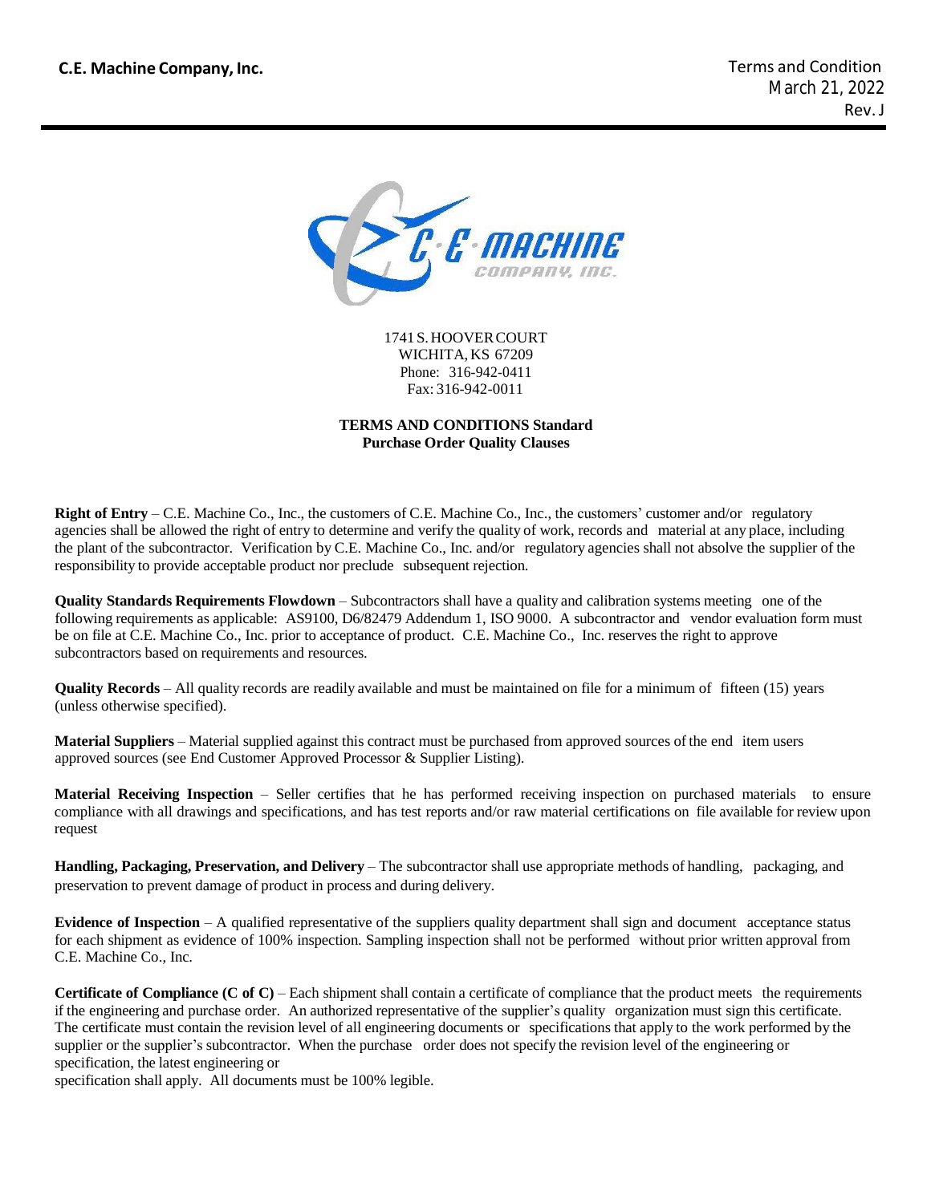**C.E. Machine Company, Inc.**

Terms and Condition
March 21, 2022
Rev. J

1741 S. HOOVER COURT
WICHITA, KS 67209
Phone: 316-942-0411
Fax: 316-942-0011

**TERMS AND CONDITIONS Standard
Purchase Order Quality Clauses**

**Right of Entry** – C.E. Machine Co., Inc., the customers of C.E. Machine Co., Inc., the customers' customer and/or regulatory agencies shall be allowed the right of entry to determine and verify the quality of work, records and material at any place, including the plant of the subcontractor. Verification by C.E. Machine Co., Inc. and/or regulatory agencies shall not absolve the supplier of the responsibility to provide acceptable product nor preclude subsequent rejection.

**Quality Standards Requirements Flowdown** – Subcontractors shall have a quality and calibration systems meeting one of the following requirements as applicable: AS9100, D6/82479 Addendum 1, ISO 9000. A subcontractor and vendor evaluation form must be on file at C.E. Machine Co., Inc. prior to acceptance of product. C.E. Machine Co., Inc. reserves the right to approve subcontractors based on requirements and resources.

**Quality Records** – All quality records are readily available and must be maintained on file for a minimum of fifteen (15) years (unless otherwise specified).

**Material Suppliers** – Material supplied against this contract must be purchased from approved sources of the end item users approved sources (see End Customer Approved Processor & Supplier Listing).

**Material Receiving Inspection** – Seller certifies that he has performed receiving inspection on purchased materials to ensure compliance with all drawings and specifications, and has test reports and/or raw material certifications on file available for review upon request

**Handling, Packaging, Preservation, and Delivery** – The subcontractor shall use appropriate methods of handling, packaging, and preservation to prevent damage of product in process and during delivery.

**Evidence of Inspection** – A qualified representative of the suppliers quality department shall sign and document acceptance status for each shipment as evidence of 100% inspection. Sampling inspection shall not be performed without prior written approval from C.E. Machine Co., Inc.

**Certificate of Compliance (C of C)** – Each shipment shall contain a certificate of compliance that the product meets the requirements if the engineering and purchase order. An authorized representative of the supplier's quality organization must sign this certificate. The certificate must contain the revision level of all engineering documents or specifications that apply to the work performed by the supplier or the supplier's subcontractor. When the purchase order does not specify the revision level of the engineering or specification, the latest engineering or specification shall apply. All documents must be 100% legible.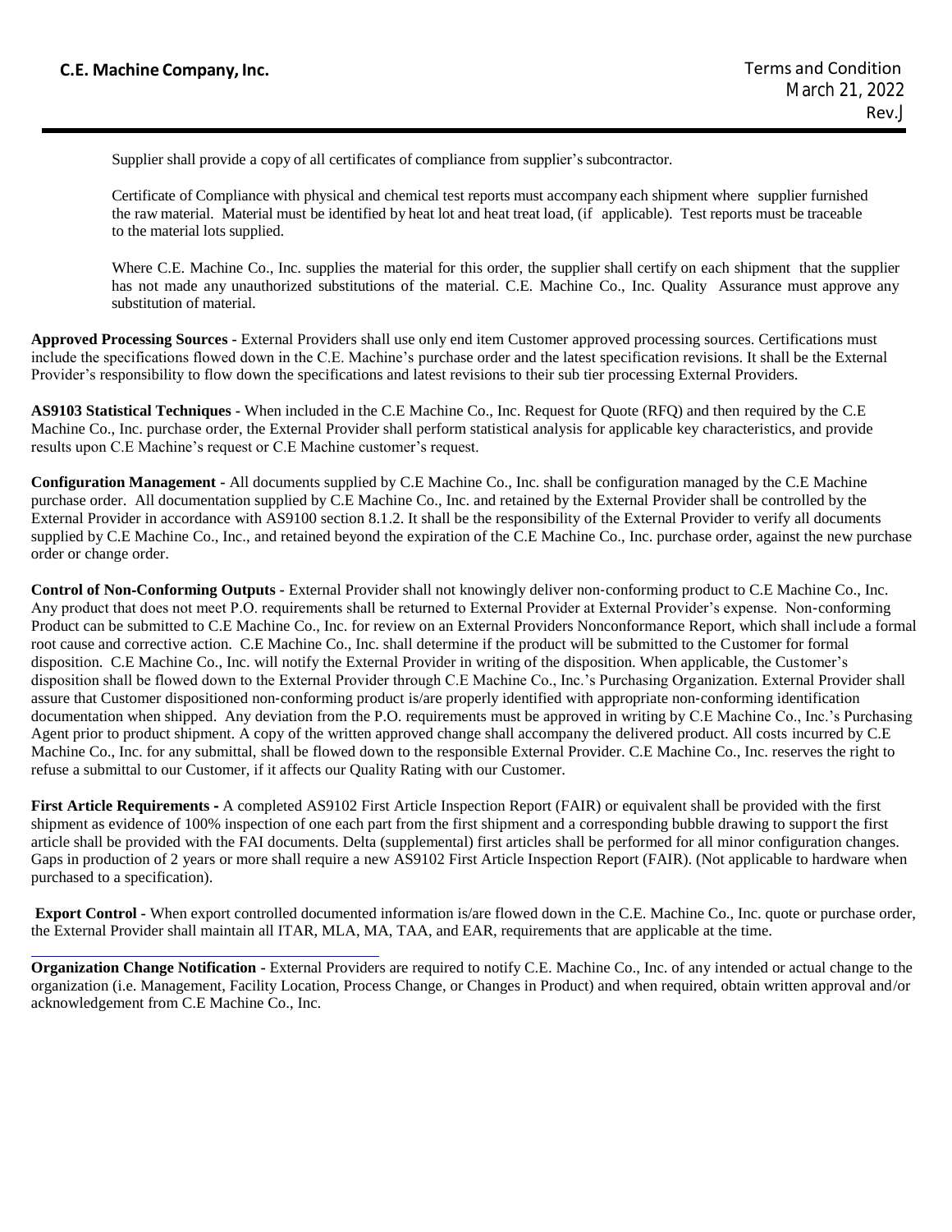Supplier shall provide a copy of all certificates of compliance from supplier's subcontractor.

Certificate of Compliance with physical and chemical test reports must accompany each shipment where supplier furnished the raw material. Material must be identified by heat lot and heat treat load, (if applicable). Test reports must be traceable to the material lots supplied.

Where C.E. Machine Co., Inc. supplies the material for this order, the supplier shall certify on each shipment that the supplier has not made any unauthorized substitutions of the material. C.E. Machine Co., Inc. Quality Assurance must approve any substitution of material.

**Approved Processing Sources -** External Providers shall use only end item Customer approved processing sources. Certifications must include the specifications flowed down in the C.E. Machine's purchase order and the latest specification revisions. It shall be the External Provider's responsibility to flow down the specifications and latest revisions to their sub tier processing External Providers.

**AS9103 Statistical Techniques -** When included in the C.E Machine Co., Inc. Request for Quote (RFQ) and then required by the C.E Machine Co., Inc. purchase order, the External Provider shall perform statistical analysis for applicable key characteristics, and provide results upon C.E Machine's request or C.E Machine customer's request.

**Configuration Management -** All documents supplied by C.E Machine Co., Inc. shall be configuration managed by the C.E Machine purchase order. All documentation supplied by C.E Machine Co., Inc. and retained by the External Provider shall be controlled by the External Provider in accordance with AS9100 section 8.1.2. It shall be the responsibility of the External Provider to verify all documents supplied by C.E Machine Co., Inc., and retained beyond the expiration of the C.E Machine Co., Inc. purchase order, against the new purchase order or change order.

**Control of Non-Conforming Outputs -** External Provider shall not knowingly deliver non-conforming product to C.E Machine Co., Inc. Any product that does not meet P.O. requirements shall be returned to External Provider at External Provider's expense. Non-conforming Product can be submitted to C.E Machine Co., Inc. for review on an External Providers Nonconformance Report, which shall include a formal root cause and corrective action. C.E Machine Co., Inc. shall determine if the product will be submitted to the Customer for formal disposition. C.E Machine Co., Inc. will notify the External Provider in writing of the disposition. When applicable, the Customer's disposition shall be flowed down to the External Provider through C.E Machine Co., Inc.'s Purchasing Organization. External Provider shall assure that Customer dispositioned non-conforming product is/are properly identified with appropriate non-conforming identification documentation when shipped. Any deviation from the P.O. requirements must be approved in writing by C.E Machine Co., Inc.'s Purchasing Agent prior to product shipment. A copy of the written approved change shall accompany the delivered product. All costs incurred by C.E Machine Co., Inc. for any submittal, shall be flowed down to the responsible External Provider. C.E Machine Co., Inc. reserves the right to refuse a submittal to our Customer, if it affects our Quality Rating with our Customer.

**First Article Requirements -** A completed AS9102 First Article Inspection Report (FAIR) or equivalent shall be provided with the first shipment as evidence of 100% inspection of one each part from the first shipment and a corresponding bubble drawing to support the first article shall be provided with the FAI documents. Delta (supplemental) first articles shall be performed for all minor configuration changes. Gaps in production of 2 years or more shall require a new AS9102 First Article Inspection Report (FAIR). (Not applicable to hardware when purchased to a specification).

**Export Control -** When export controlled documented information is/are flowed down in the C.E. Machine Co., Inc. quote or purchase order, the External Provider shall maintain all ITAR, MLA, MA, TAA, and EAR, requirements that are applicable at the time.

**Organization Change Notification -** External Providers are required to notify C.E. Machine Co., Inc. of any intended or actual change to the organization (i.e. Management, Facility Location, Process Change, or Changes in Product) and when required, obtain written approval and/or acknowledgement from C.E Machine Co., Inc.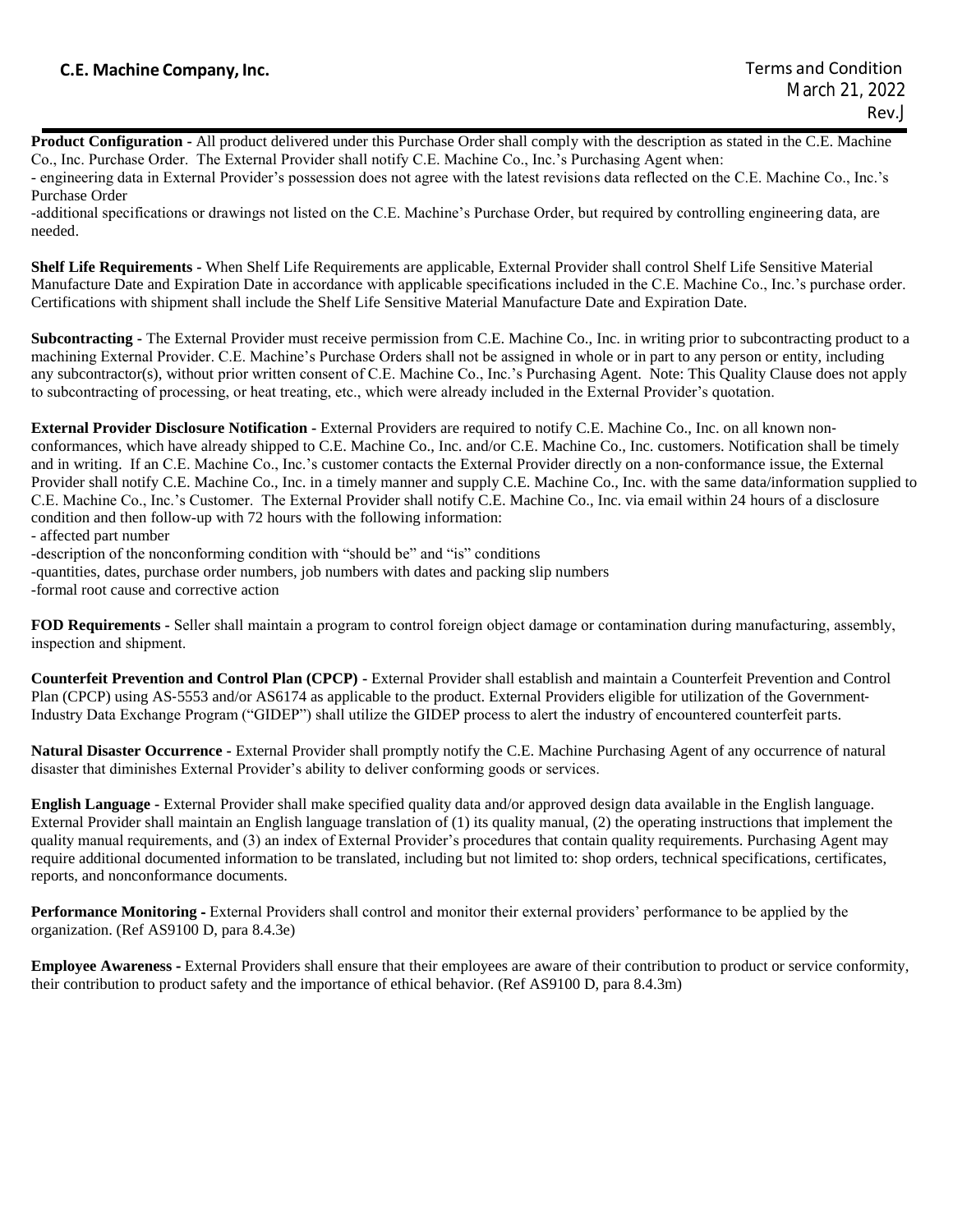**Product Configuration -** All product delivered under this Purchase Order shall comply with the description as stated in the C.E. Machine Co., Inc. Purchase Order. The External Provider shall notify C.E. Machine Co., Inc.'s Purchasing Agent when:

- engineering data in External Provider's possession does not agree with the latest revisions data reflected on the C.E. Machine Co., Inc.'s Purchase Order
- additional specifications or drawings not listed on the C.E. Machine's Purchase Order, but required by controlling engineering data, are needed.

**Shelf Life Requirements -** When Shelf Life Requirements are applicable, External Provider shall control Shelf Life Sensitive Material Manufacture Date and Expiration Date in accordance with applicable specifications included in the C.E. Machine Co., Inc.'s purchase order. Certifications with shipment shall include the Shelf Life Sensitive Material Manufacture Date and Expiration Date.

**Subcontracting -** The External Provider must receive permission from C.E. Machine Co., Inc. in writing prior to subcontracting product to a machining External Provider. C.E. Machine's Purchase Orders shall not be assigned in whole or in part to any person or entity, including any subcontractor(s), without prior written consent of C.E. Machine Co., Inc.'s Purchasing Agent. Note: This Quality Clause does not apply to subcontracting of processing, or heat treating, etc., which were already included in the External Provider's quotation.

**External Provider Disclosure Notification -** External Providers are required to notify C.E. Machine Co., Inc. on all known non-conformances, which have already shipped to C.E. Machine Co., Inc. and/or C.E. Machine Co., Inc. customers. Notification shall be timely and in writing. If an C.E. Machine Co., Inc.'s customer contacts the External Provider directly on a non-conformance issue, the External Provider shall notify C.E. Machine Co., Inc. in a timely manner and supply C.E. Machine Co., Inc. with the same data/information supplied to C.E. Machine Co., Inc.'s Customer. The External Provider shall notify C.E. Machine Co., Inc. via email within 24 hours of a disclosure condition and then follow-up with 72 hours with the following information:

- affected part number
- description of the nonconforming condition with "should be" and "is" conditions
- quantities, dates, purchase order numbers, job numbers with dates and packing slip numbers
- formal root cause and corrective action

**FOD Requirements -** Seller shall maintain a program to control foreign object damage or contamination during manufacturing, assembly, inspection and shipment.

**Counterfeit Prevention and Control Plan (CPCP) -** External Provider shall establish and maintain a Counterfeit Prevention and Control Plan (CPCP) using AS-5553 and/or AS6174 as applicable to the product. External Providers eligible for utilization of the Government-Industry Data Exchange Program ("GIDEP") shall utilize the GIDEP process to alert the industry of encountered counterfeit parts.

**Natural Disaster Occurrence -** External Provider shall promptly notify the C.E. Machine Purchasing Agent of any occurrence of natural disaster that diminishes External Provider's ability to deliver conforming goods or services.

**English Language -** External Provider shall make specified quality data and/or approved design data available in the English language. External Provider shall maintain an English language translation of (1) its quality manual, (2) the operating instructions that implement the quality manual requirements, and (3) an index of External Provider's procedures that contain quality requirements. Purchasing Agent may require additional documented information to be translated, including but not limited to: shop orders, technical specifications, certificates, reports, and nonconformance documents.

**Performance Monitoring -** External Providers shall control and monitor their external providers' performance to be applied by the organization. (Ref AS9100 D, para 8.4.3e)

**Employee Awareness -** External Providers shall ensure that their employees are aware of their contribution to product or service conformity, their contribution to product safety and the importance of ethical behavior. (Ref AS9100 D, para 8.4.3m)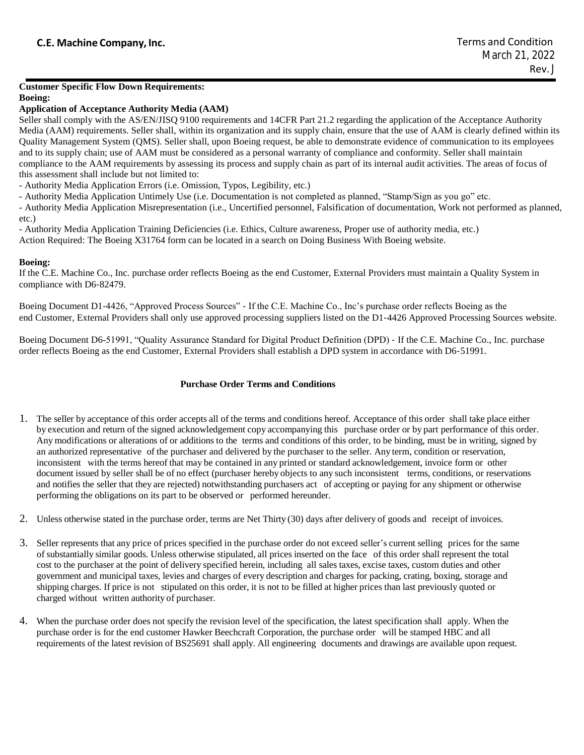**Customer Specific Flow Down Requirements:**

**Boeing:**

**Application of Acceptance Authority Media (AAM)**

Seller shall comply with the AS/EN/JISQ 9100 requirements and 14CFR Part 21.2 regarding the application of the Acceptance Authority Media (AAM) requirements. Seller shall, within its organization and its supply chain, ensure that the use of AAM is clearly defined within its Quality Management System (QMS). Seller shall, upon Boeing request, be able to demonstrate evidence of communication to its employees and to its supply chain; use of AAM must be considered as a personal warranty of compliance and conformity. Seller shall maintain compliance to the AAM requirements by assessing its process and supply chain as part of its internal audit activities. The areas of focus of this assessment shall include but not limited to:

- Authority Media Application Errors (i.e. Omission, Typos, Legibility, etc.)
- Authority Media Application Untimely Use (i.e. Documentation is not completed as planned, "Stamp/Sign as you go" etc.
- Authority Media Application Misrepresentation (i.e., Uncertified personnel, Falsification of documentation, Work not performed as planned, etc.)
- Authority Media Application Training Deficiencies (i.e. Ethics, Culture awareness, Proper use of authority media, etc.)

Action Required: The Boeing X31764 form can be located in a search on Doing Business With Boeing website.

**Boeing:**

If the C.E. Machine Co., Inc. purchase order reflects Boeing as the end Customer, External Providers must maintain a Quality System in compliance with D6-82479.

Boeing Document D1-4426, "Approved Process Sources" - If the C.E. Machine Co., Inc's purchase order reflects Boeing as the end Customer, External Providers shall only use approved processing suppliers listed on the D1-4426 Approved Processing Sources website.

Boeing Document D6-51991, "Quality Assurance Standard for Digital Product Definition (DPD) - If the C.E. Machine Co., Inc. purchase order reflects Boeing as the end Customer, External Providers shall establish a DPD system in accordance with D6-51991.

## Purchase Order Terms and Conditions

1. The seller by acceptance of this order accepts all of the terms and conditions hereof. Acceptance of this order shall take place either by execution and return of the signed acknowledgement copy accompanying this purchase order or by part performance of this order. Any modifications or alterations of or additions to the terms and conditions of this order, to be binding, must be in writing, signed by an authorized representative of the purchaser and delivered by the purchaser to the seller. Any term, condition or reservation, inconsistent with the terms hereof that may be contained in any printed or standard acknowledgement, invoice form or other document issued by seller shall be of no effect (purchaser hereby objects to any such inconsistent terms, conditions, or reservations and notifies the seller that they are rejected) notwithstanding purchasers act of accepting or paying for any shipment or otherwise performing the obligations on its part to be observed or performed hereunder.

2. Unless otherwise stated in the purchase order, terms are Net Thirty (30) days after delivery of goods and receipt of invoices.

3. Seller represents that any price of prices specified in the purchase order do not exceed seller's current selling prices for the same of substantially similar goods. Unless otherwise stipulated, all prices inserted on the face of this order shall represent the total cost to the purchaser at the point of delivery specified herein, including all sales taxes, excise taxes, custom duties and other government and municipal taxes, levies and charges of every description and charges for packing, crating, boxing, storage and shipping charges. If price is not stipulated on this order, it is not to be filled at higher prices than last previously quoted or charged without written authority of purchaser.

4. When the purchase order does not specify the revision level of the specification, the latest specification shall apply. When the purchase order is for the end customer Hawker Beechcraft Corporation, the purchase order will be stamped HBC and all requirements of the latest revision of BS25691 shall apply. All engineering documents and drawings are available upon request.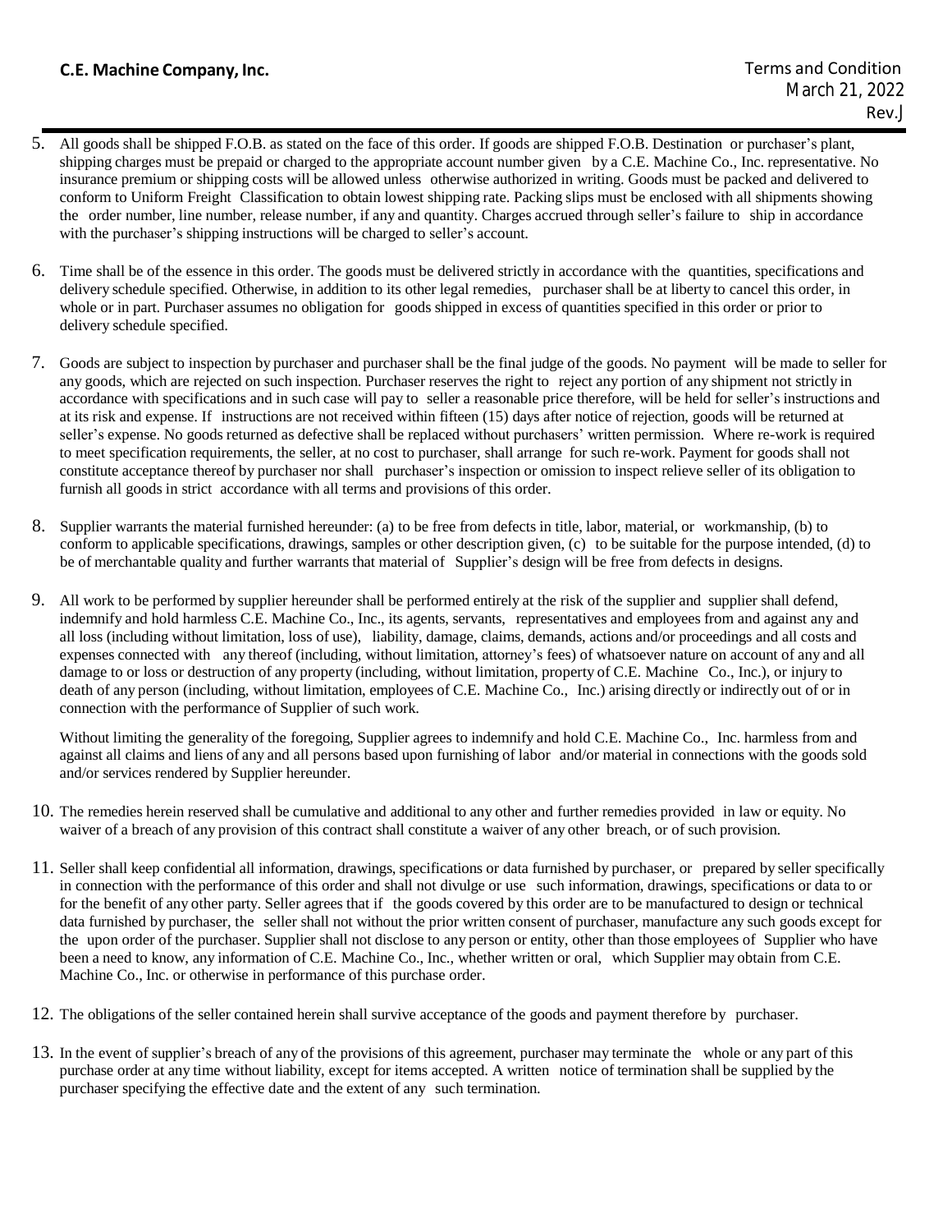5. All goods shall be shipped F.O.B. as stated on the face of this order. If goods are shipped F.O.B. Destination or purchaser's plant, shipping charges must be prepaid or charged to the appropriate account number given by a C.E. Machine Co., Inc. representative. No insurance premium or shipping costs will be allowed unless otherwise authorized in writing. Goods must be packed and delivered to conform to Uniform Freight Classification to obtain lowest shipping rate. Packing slips must be enclosed with all shipments showing the order number, line number, release number, if any and quantity. Charges accrued through seller's failure to ship in accordance with the purchaser's shipping instructions will be charged to seller's account.

6. Time shall be of the essence in this order. The goods must be delivered strictly in accordance with the quantities, specifications and delivery schedule specified. Otherwise, in addition to its other legal remedies, purchaser shall be at liberty to cancel this order, in whole or in part. Purchaser assumes no obligation for goods shipped in excess of quantities specified in this order or prior to delivery schedule specified.

7. Goods are subject to inspection by purchaser and purchaser shall be the final judge of the goods. No payment will be made to seller for any goods, which are rejected on such inspection. Purchaser reserves the right to reject any portion of any shipment not strictly in accordance with specifications and in such case will pay to seller a reasonable price therefore, will be held for seller's instructions and at its risk and expense. If instructions are not received within fifteen (15) days after notice of rejection, goods will be returned at seller's expense. No goods returned as defective shall be replaced without purchasers' written permission. Where re-work is required to meet specification requirements, the seller, at no cost to purchaser, shall arrange for such re-work. Payment for goods shall not constitute acceptance thereof by purchaser nor shall purchaser's inspection or omission to inspect relieve seller of its obligation to furnish all goods in strict accordance with all terms and provisions of this order.

8. Supplier warrants the material furnished hereunder: (a) to be free from defects in title, labor, material, or workmanship, (b) to conform to applicable specifications, drawings, samples or other description given, (c) to be suitable for the purpose intended, (d) to be of merchantable quality and further warrants that material of Supplier's design will be free from defects in designs.

9. All work to be performed by supplier hereunder shall be performed entirely at the risk of the supplier and supplier shall defend, indemnify and hold harmless C.E. Machine Co., Inc., its agents, servants, representatives and employees from and against any and all loss (including without limitation, loss of use), liability, damage, claims, demands, actions and/or proceedings and all costs and expenses connected with any thereof (including, without limitation, attorney's fees) of whatsoever nature on account of any and all damage to or loss or destruction of any property (including, without limitation, property of C.E. Machine Co., Inc.), or injury to death of any person (including, without limitation, employees of C.E. Machine Co., Inc.) arising directly or indirectly out of or in connection with the performance of Supplier of such work.

   Without limiting the generality of the foregoing, Supplier agrees to indemnify and hold C.E. Machine Co., Inc. harmless from and against all claims and liens of any and all persons based upon furnishing of labor and/or material in connections with the goods sold and/or services rendered by Supplier hereunder.

10. The remedies herein reserved shall be cumulative and additional to any other and further remedies provided in law or equity. No waiver of a breach of any provision of this contract shall constitute a waiver of any other breach, or of such provision.

11. Seller shall keep confidential all information, drawings, specifications or data furnished by purchaser, or prepared by seller specifically in connection with the performance of this order and shall not divulge or use such information, drawings, specifications or data to or for the benefit of any other party. Seller agrees that if the goods covered by this order are to be manufactured to design or technical data furnished by purchaser, the seller shall not without the prior written consent of purchaser, manufacture any such goods except for the upon order of the purchaser. Supplier shall not disclose to any person or entity, other than those employees of Supplier who have been a need to know, any information of C.E. Machine Co., Inc., whether written or oral, which Supplier may obtain from C.E. Machine Co., Inc. or otherwise in performance of this purchase order.

12. The obligations of the seller contained herein shall survive acceptance of the goods and payment therefore by purchaser.

13. In the event of supplier's breach of any of the provisions of this agreement, purchaser may terminate the whole or any part of this purchase order at any time without liability, except for items accepted. A written notice of termination shall be supplied by the purchaser specifying the effective date and the extent of any such termination.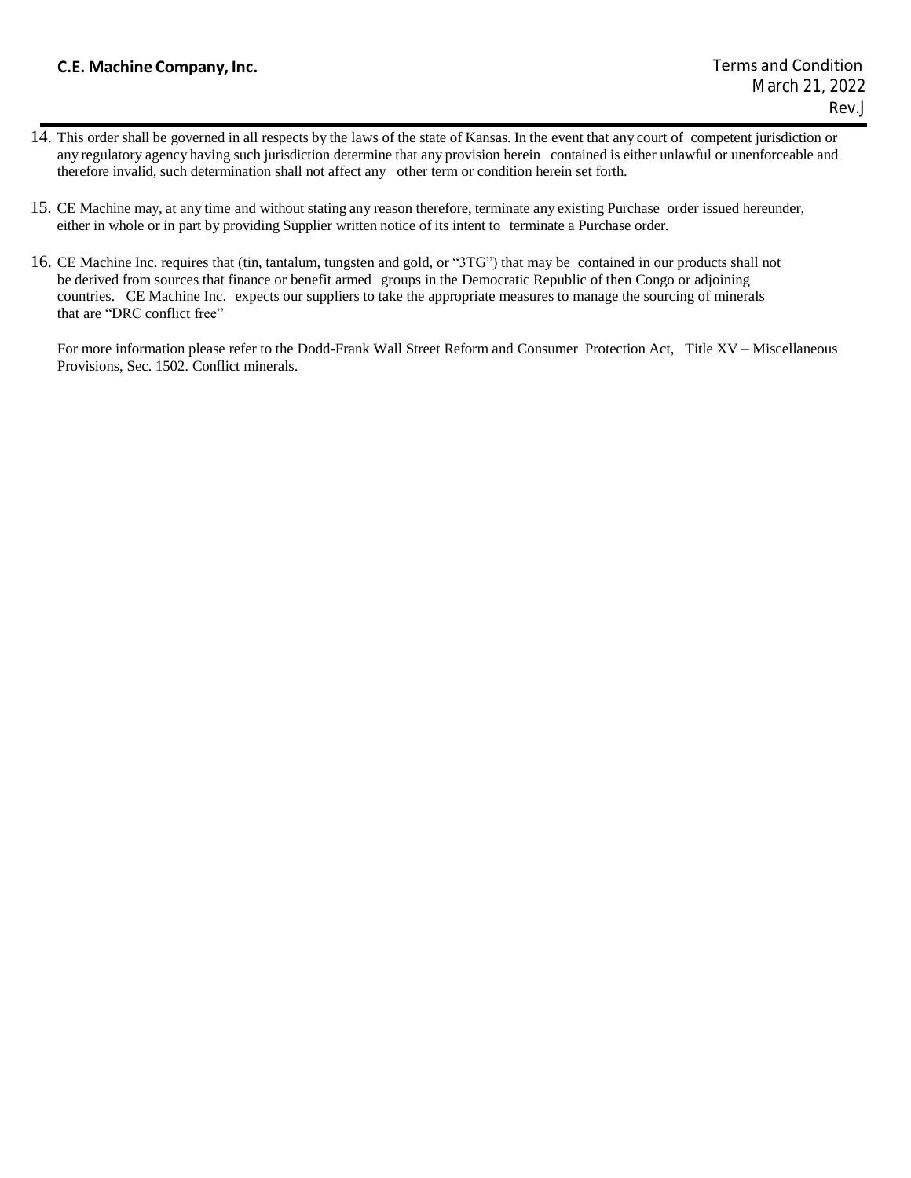14. This order shall be governed in all respects by the laws of the state of Kansas. In the event that any court of competent jurisdiction or any regulatory agency having such jurisdiction determine that any provision herein contained is either unlawful or unenforceable and therefore invalid, such determination shall not affect any other term or condition herein set forth.

15. CE Machine may, at any time and without stating any reason therefore, terminate any existing Purchase order issued hereunder, either in whole or in part by providing Supplier written notice of its intent to terminate a Purchase order.

16. CE Machine Inc. requires that (tin, tantalum, tungsten and gold, or "3TG") that may be contained in our products shall not be derived from sources that finance or benefit armed groups in the Democratic Republic of then Congo or adjoining countries. CE Machine Inc. expects our suppliers to take the appropriate measures to manage the sourcing of minerals that are "DRC conflict free"

    For more information please refer to the Dodd-Frank Wall Street Reform and Consumer Protection Act, Title XV – Miscellaneous Provisions, Sec. 1502. Conflict minerals.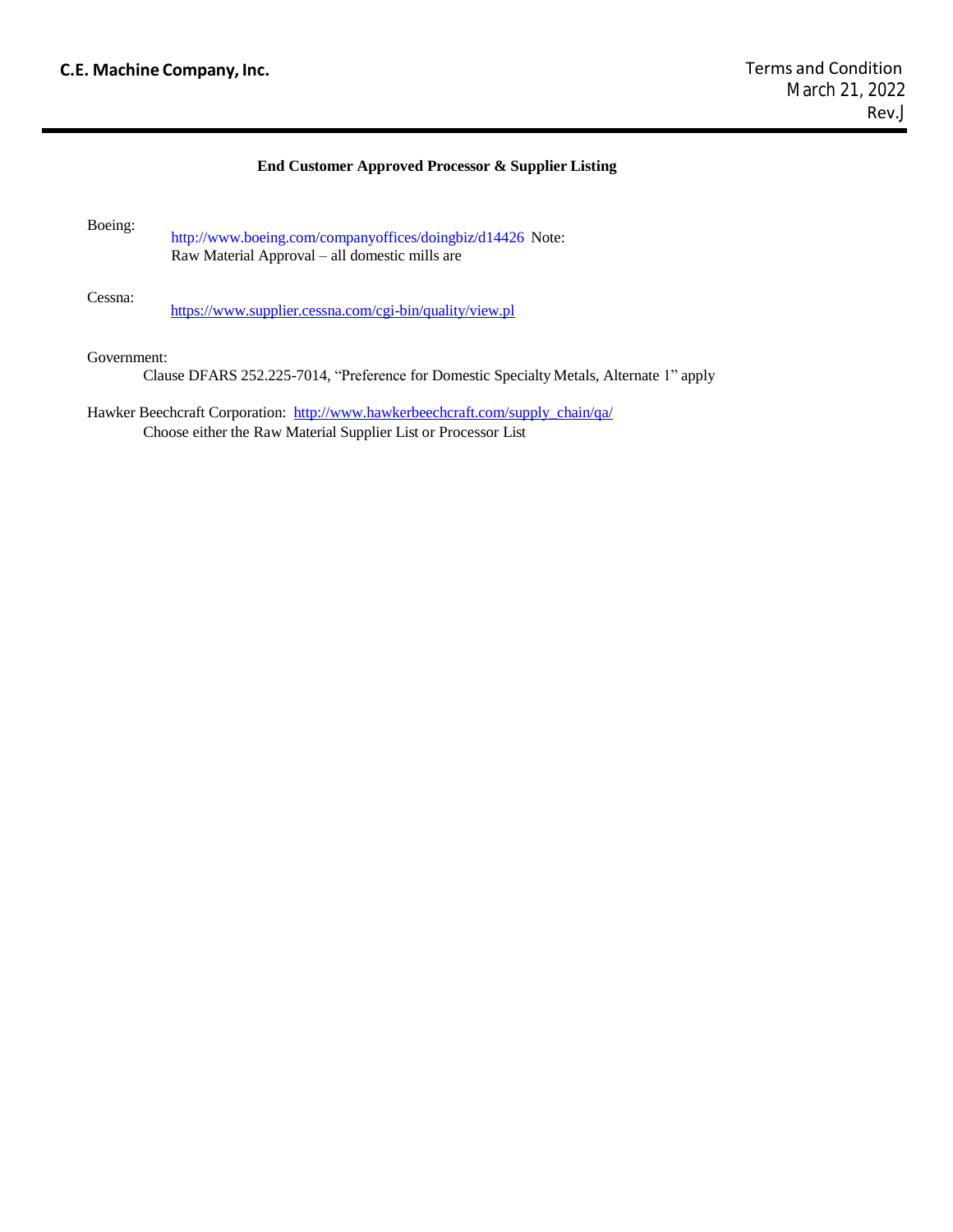### End Customer Approved Processor & Supplier Listing

Boeing: http://www.boeing.com/companyoffices/doingbiz/d14426 Note: Raw Material Approval – all domestic mills are

Cessna: https://www.supplier.cessna.com/cgi-bin/quality/view.pl

Government:
Clause DFARS 252.225-7014, "Preference for Domestic Specialty Metals, Alternate 1" apply

Hawker Beechcraft Corporation: http://www.hawkerbeechcraft.com/supply_chain/qa/
Choose either the Raw Material Supplier List or Processor List